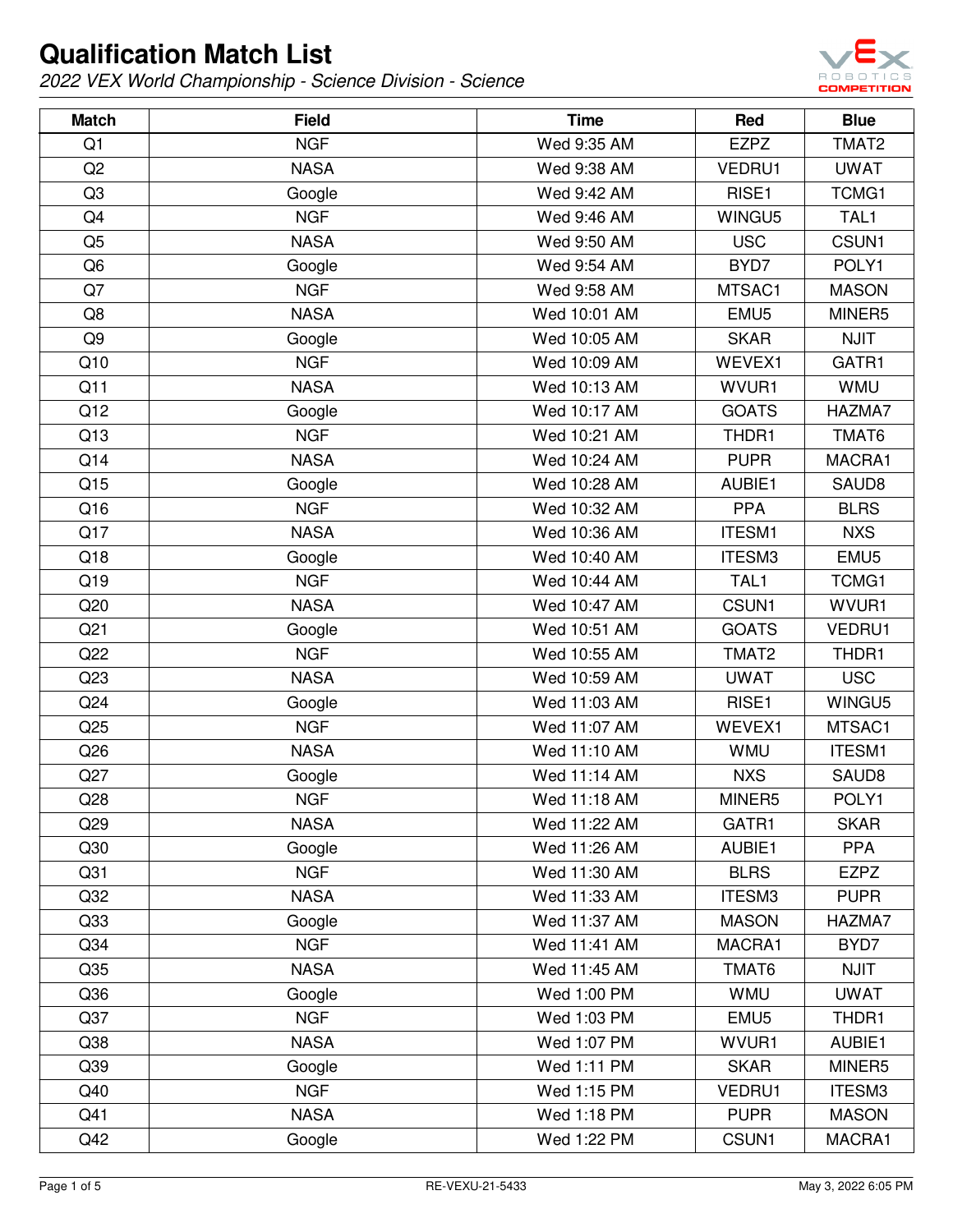# Qualification Match List

*2022 VEX World Championship - Science Division - Science*

| Match | Field | Time | Red | Blue |
|---|---|---|---|---|
| Q1 | NGF | Wed 9:35 AM | EZPZ | TMAT2 |
| Q2 | NASA | Wed 9:38 AM | VEDRU1 | UWAT |
| Q3 | Google | Wed 9:42 AM | RISE1 | TCMG1 |
| Q4 | NGF | Wed 9:46 AM | WINGU5 | TAL1 |
| Q5 | NASA | Wed 9:50 AM | USC | CSUN1 |
| Q6 | Google | Wed 9:54 AM | BYD7 | POLY1 |
| Q7 | NGF | Wed 9:58 AM | MTSAC1 | MASON |
| Q8 | NASA | Wed 10:01 AM | EMU5 | MINER5 |
| Q9 | Google | Wed 10:05 AM | SKAR | NJIT |
| Q10 | NGF | Wed 10:09 AM | WEVEX1 | GATR1 |
| Q11 | NASA | Wed 10:13 AM | WVUR1 | WMU |
| Q12 | Google | Wed 10:17 AM | GOATS | HAZMA7 |
| Q13 | NGF | Wed 10:21 AM | THDR1 | TMAT6 |
| Q14 | NASA | Wed 10:24 AM | PUPR | MACRA1 |
| Q15 | Google | Wed 10:28 AM | AUBIE1 | SAUD8 |
| Q16 | NGF | Wed 10:32 AM | PPA | BLRS |
| Q17 | NASA | Wed 10:36 AM | ITESM1 | NXS |
| Q18 | Google | Wed 10:40 AM | ITESM3 | EMU5 |
| Q19 | NGF | Wed 10:44 AM | TAL1 | TCMG1 |
| Q20 | NASA | Wed 10:47 AM | CSUN1 | WVUR1 |
| Q21 | Google | Wed 10:51 AM | GOATS | VEDRU1 |
| Q22 | NGF | Wed 10:55 AM | TMAT2 | THDR1 |
| Q23 | NASA | Wed 10:59 AM | UWAT | USC |
| Q24 | Google | Wed 11:03 AM | RISE1 | WINGU5 |
| Q25 | NGF | Wed 11:07 AM | WEVEX1 | MTSAC1 |
| Q26 | NASA | Wed 11:10 AM | WMU | ITESM1 |
| Q27 | Google | Wed 11:14 AM | NXS | SAUD8 |
| Q28 | NGF | Wed 11:18 AM | MINER5 | POLY1 |
| Q29 | NASA | Wed 11:22 AM | GATR1 | SKAR |
| Q30 | Google | Wed 11:26 AM | AUBIE1 | PPA |
| Q31 | NGF | Wed 11:30 AM | BLRS | EZPZ |
| Q32 | NASA | Wed 11:33 AM | ITESM3 | PUPR |
| Q33 | Google | Wed 11:37 AM | MASON | HAZMA7 |
| Q34 | NGF | Wed 11:41 AM | MACRA1 | BYD7 |
| Q35 | NASA | Wed 11:45 AM | TMAT6 | NJIT |
| Q36 | Google | Wed 1:00 PM | WMU | UWAT |
| Q37 | NGF | Wed 1:03 PM | EMU5 | THDR1 |
| Q38 | NASA | Wed 1:07 PM | WVUR1 | AUBIE1 |
| Q39 | Google | Wed 1:11 PM | SKAR | MINER5 |
| Q40 | NGF | Wed 1:15 PM | VEDRU1 | ITESM3 |
| Q41 | NASA | Wed 1:18 PM | PUPR | MASON |
| Q42 | Google | Wed 1:22 PM | CSUN1 | MACRA1 |

RE-VEXU-21-5433

May 3, 2022 6:05 PM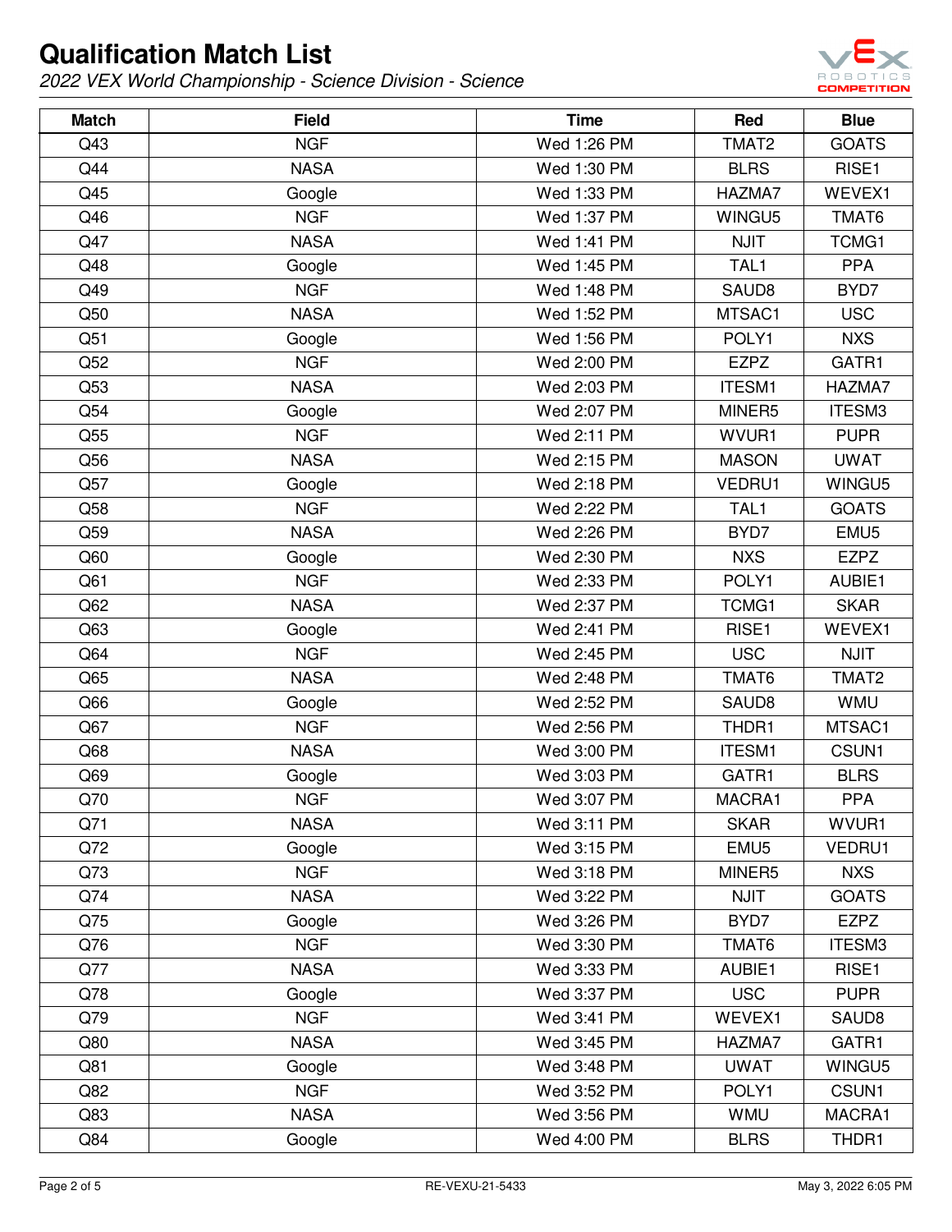# Qualification Match List

*2022 VEX World Championship - Science Division - Science*

| Match | Field | Time | Red | Blue |
|---|---|---|---|---|
| Q43 | NGF | Wed 1:26 PM | TMAT2 | GOATS |
| Q44 | NASA | Wed 1:30 PM | BLRS | RISE1 |
| Q45 | Google | Wed 1:33 PM | HAZMA7 | WEVEX1 |
| Q46 | NGF | Wed 1:37 PM | WINGU5 | TMAT6 |
| Q47 | NASA | Wed 1:41 PM | NJIT | TCMG1 |
| Q48 | Google | Wed 1:45 PM | TAL1 | PPA |
| Q49 | NGF | Wed 1:48 PM | SAUD8 | BYD7 |
| Q50 | NASA | Wed 1:52 PM | MTSAC1 | USC |
| Q51 | Google | Wed 1:56 PM | POLY1 | NXS |
| Q52 | NGF | Wed 2:00 PM | EZPZ | GATR1 |
| Q53 | NASA | Wed 2:03 PM | ITESM1 | HAZMA7 |
| Q54 | Google | Wed 2:07 PM | MINER5 | ITESM3 |
| Q55 | NGF | Wed 2:11 PM | WVUR1 | PUPR |
| Q56 | NASA | Wed 2:15 PM | MASON | UWAT |
| Q57 | Google | Wed 2:18 PM | VEDRU1 | WINGU5 |
| Q58 | NGF | Wed 2:22 PM | TAL1 | GOATS |
| Q59 | NASA | Wed 2:26 PM | BYD7 | EMU5 |
| Q60 | Google | Wed 2:30 PM | NXS | EZPZ |
| Q61 | NGF | Wed 2:33 PM | POLY1 | AUBIE1 |
| Q62 | NASA | Wed 2:37 PM | TCMG1 | SKAR |
| Q63 | Google | Wed 2:41 PM | RISE1 | WEVEX1 |
| Q64 | NGF | Wed 2:45 PM | USC | NJIT |
| Q65 | NASA | Wed 2:48 PM | TMAT6 | TMAT2 |
| Q66 | Google | Wed 2:52 PM | SAUD8 | WMU |
| Q67 | NGF | Wed 2:56 PM | THDR1 | MTSAC1 |
| Q68 | NASA | Wed 3:00 PM | ITESM1 | CSUN1 |
| Q69 | Google | Wed 3:03 PM | GATR1 | BLRS |
| Q70 | NGF | Wed 3:07 PM | MACRA1 | PPA |
| Q71 | NASA | Wed 3:11 PM | SKAR | WVUR1 |
| Q72 | Google | Wed 3:15 PM | EMU5 | VEDRU1 |
| Q73 | NGF | Wed 3:18 PM | MINER5 | NXS |
| Q74 | NASA | Wed 3:22 PM | NJIT | GOATS |
| Q75 | Google | Wed 3:26 PM | BYD7 | EZPZ |
| Q76 | NGF | Wed 3:30 PM | TMAT6 | ITESM3 |
| Q77 | NASA | Wed 3:33 PM | AUBIE1 | RISE1 |
| Q78 | Google | Wed 3:37 PM | USC | PUPR |
| Q79 | NGF | Wed 3:41 PM | WEVEX1 | SAUD8 |
| Q80 | NASA | Wed 3:45 PM | HAZMA7 | GATR1 |
| Q81 | Google | Wed 3:48 PM | UWAT | WINGU5 |
| Q82 | NGF | Wed 3:52 PM | POLY1 | CSUN1 |
| Q83 | NASA | Wed 3:56 PM | WMU | MACRA1 |
| Q84 | Google | Wed 4:00 PM | BLRS | THDR1 |

RE-VEXU-21-5433 May 3, 2022 6:05 PM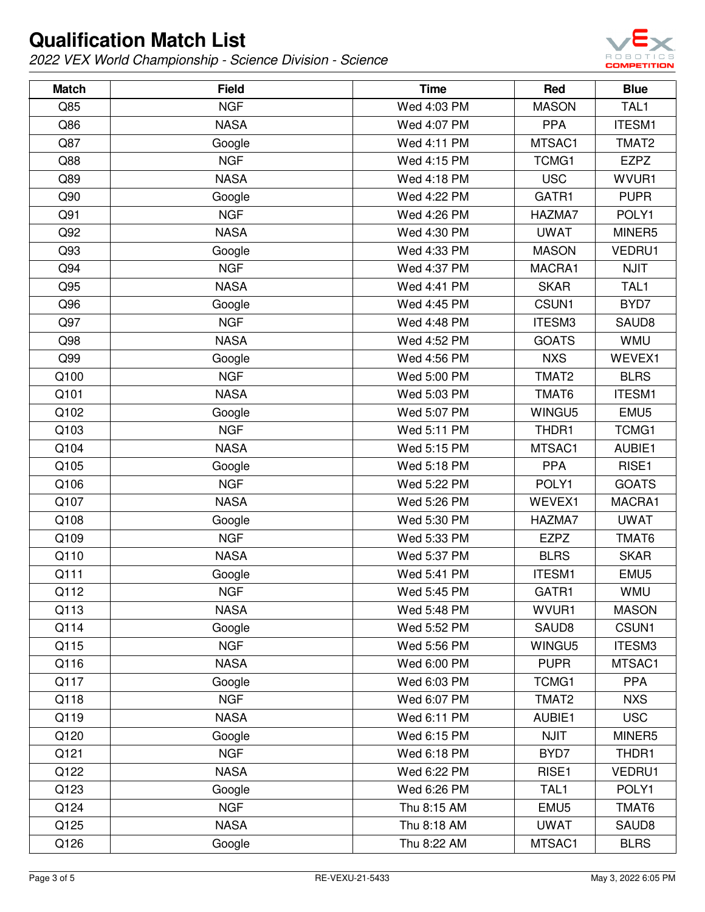# Qualification Match List

*2022 VEX World Championship - Science Division - Science*

| Match | Field | Time | Red | Blue |
|---|---|---|---|---|
| Q85 | NGF | Wed 4:03 PM | MASON | TAL1 |
| Q86 | NASA | Wed 4:07 PM | PPA | ITESM1 |
| Q87 | Google | Wed 4:11 PM | MTSAC1 | TMAT2 |
| Q88 | NGF | Wed 4:15 PM | TCMG1 | EZPZ |
| Q89 | NASA | Wed 4:18 PM | USC | WVUR1 |
| Q90 | Google | Wed 4:22 PM | GATR1 | PUPR |
| Q91 | NGF | Wed 4:26 PM | HAZMA7 | POLY1 |
| Q92 | NASA | Wed 4:30 PM | UWAT | MINER5 |
| Q93 | Google | Wed 4:33 PM | MASON | VEDRU1 |
| Q94 | NGF | Wed 4:37 PM | MACRA1 | NJIT |
| Q95 | NASA | Wed 4:41 PM | SKAR | TAL1 |
| Q96 | Google | Wed 4:45 PM | CSUN1 | BYD7 |
| Q97 | NGF | Wed 4:48 PM | ITESM3 | SAUD8 |
| Q98 | NASA | Wed 4:52 PM | GOATS | WMU |
| Q99 | Google | Wed 4:56 PM | NXS | WEVEX1 |
| Q100 | NGF | Wed 5:00 PM | TMAT2 | BLRS |
| Q101 | NASA | Wed 5:03 PM | TMAT6 | ITESM1 |
| Q102 | Google | Wed 5:07 PM | WINGU5 | EMU5 |
| Q103 | NGF | Wed 5:11 PM | THDR1 | TCMG1 |
| Q104 | NASA | Wed 5:15 PM | MTSAC1 | AUBIE1 |
| Q105 | Google | Wed 5:18 PM | PPA | RISE1 |
| Q106 | NGF | Wed 5:22 PM | POLY1 | GOATS |
| Q107 | NASA | Wed 5:26 PM | WEVEX1 | MACRA1 |
| Q108 | Google | Wed 5:30 PM | HAZMA7 | UWAT |
| Q109 | NGF | Wed 5:33 PM | EZPZ | TMAT6 |
| Q110 | NASA | Wed 5:37 PM | BLRS | SKAR |
| Q111 | Google | Wed 5:41 PM | ITESM1 | EMU5 |
| Q112 | NGF | Wed 5:45 PM | GATR1 | WMU |
| Q113 | NASA | Wed 5:48 PM | WVUR1 | MASON |
| Q114 | Google | Wed 5:52 PM | SAUD8 | CSUN1 |
| Q115 | NGF | Wed 5:56 PM | WINGU5 | ITESM3 |
| Q116 | NASA | Wed 6:00 PM | PUPR | MTSAC1 |
| Q117 | Google | Wed 6:03 PM | TCMG1 | PPA |
| Q118 | NGF | Wed 6:07 PM | TMAT2 | NXS |
| Q119 | NASA | Wed 6:11 PM | AUBIE1 | USC |
| Q120 | Google | Wed 6:15 PM | NJIT | MINER5 |
| Q121 | NGF | Wed 6:18 PM | BYD7 | THDR1 |
| Q122 | NASA | Wed 6:22 PM | RISE1 | VEDRU1 |
| Q123 | Google | Wed 6:26 PM | TAL1 | POLY1 |
| Q124 | NGF | Thu 8:15 AM | EMU5 | TMAT6 |
| Q125 | NASA | Thu 8:18 AM | UWAT | SAUD8 |
| Q126 | Google | Thu 8:22 AM | MTSAC1 | BLRS |

RE-VEXU-21-5433

May 3, 2022 6:05 PM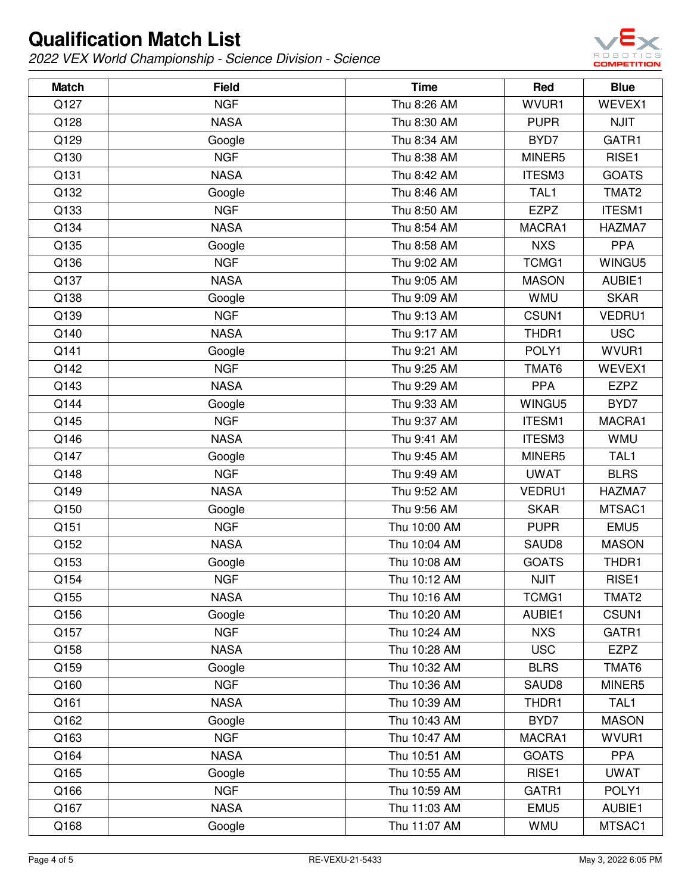# Qualification Match List

*2022 VEX World Championship - Science Division - Science*

| Match | Field | Time | Red | Blue |
|---|---|---|---|---|
| Q127 | NGF | Thu 8:26 AM | WVUR1 | WEVEX1 |
| Q128 | NASA | Thu 8:30 AM | PUPR | NJIT |
| Q129 | Google | Thu 8:34 AM | BYD7 | GATR1 |
| Q130 | NGF | Thu 8:38 AM | MINER5 | RISE1 |
| Q131 | NASA | Thu 8:42 AM | ITESM3 | GOATS |
| Q132 | Google | Thu 8:46 AM | TAL1 | TMAT2 |
| Q133 | NGF | Thu 8:50 AM | EZPZ | ITESM1 |
| Q134 | NASA | Thu 8:54 AM | MACRA1 | HAZMA7 |
| Q135 | Google | Thu 8:58 AM | NXS | PPA |
| Q136 | NGF | Thu 9:02 AM | TCMG1 | WINGU5 |
| Q137 | NASA | Thu 9:05 AM | MASON | AUBIE1 |
| Q138 | Google | Thu 9:09 AM | WMU | SKAR |
| Q139 | NGF | Thu 9:13 AM | CSUN1 | VEDRU1 |
| Q140 | NASA | Thu 9:17 AM | THDR1 | USC |
| Q141 | Google | Thu 9:21 AM | POLY1 | WVUR1 |
| Q142 | NGF | Thu 9:25 AM | TMAT6 | WEVEX1 |
| Q143 | NASA | Thu 9:29 AM | PPA | EZPZ |
| Q144 | Google | Thu 9:33 AM | WINGU5 | BYD7 |
| Q145 | NGF | Thu 9:37 AM | ITESM1 | MACRA1 |
| Q146 | NASA | Thu 9:41 AM | ITESM3 | WMU |
| Q147 | Google | Thu 9:45 AM | MINER5 | TAL1 |
| Q148 | NGF | Thu 9:49 AM | UWAT | BLRS |
| Q149 | NASA | Thu 9:52 AM | VEDRU1 | HAZMA7 |
| Q150 | Google | Thu 9:56 AM | SKAR | MTSAC1 |
| Q151 | NGF | Thu 10:00 AM | PUPR | EMU5 |
| Q152 | NASA | Thu 10:04 AM | SAUD8 | MASON |
| Q153 | Google | Thu 10:08 AM | GOATS | THDR1 |
| Q154 | NGF | Thu 10:12 AM | NJIT | RISE1 |
| Q155 | NASA | Thu 10:16 AM | TCMG1 | TMAT2 |
| Q156 | Google | Thu 10:20 AM | AUBIE1 | CSUN1 |
| Q157 | NGF | Thu 10:24 AM | NXS | GATR1 |
| Q158 | NASA | Thu 10:28 AM | USC | EZPZ |
| Q159 | Google | Thu 10:32 AM | BLRS | TMAT6 |
| Q160 | NGF | Thu 10:36 AM | SAUD8 | MINER5 |
| Q161 | NASA | Thu 10:39 AM | THDR1 | TAL1 |
| Q162 | Google | Thu 10:43 AM | BYD7 | MASON |
| Q163 | NGF | Thu 10:47 AM | MACRA1 | WVUR1 |
| Q164 | NASA | Thu 10:51 AM | GOATS | PPA |
| Q165 | Google | Thu 10:55 AM | RISE1 | UWAT |
| Q166 | NGF | Thu 10:59 AM | GATR1 | POLY1 |
| Q167 | NASA | Thu 11:03 AM | EMU5 | AUBIE1 |
| Q168 | Google | Thu 11:07 AM | WMU | MTSAC1 |

RE-VEXU-21-5433

May 3, 2022 6:05 PM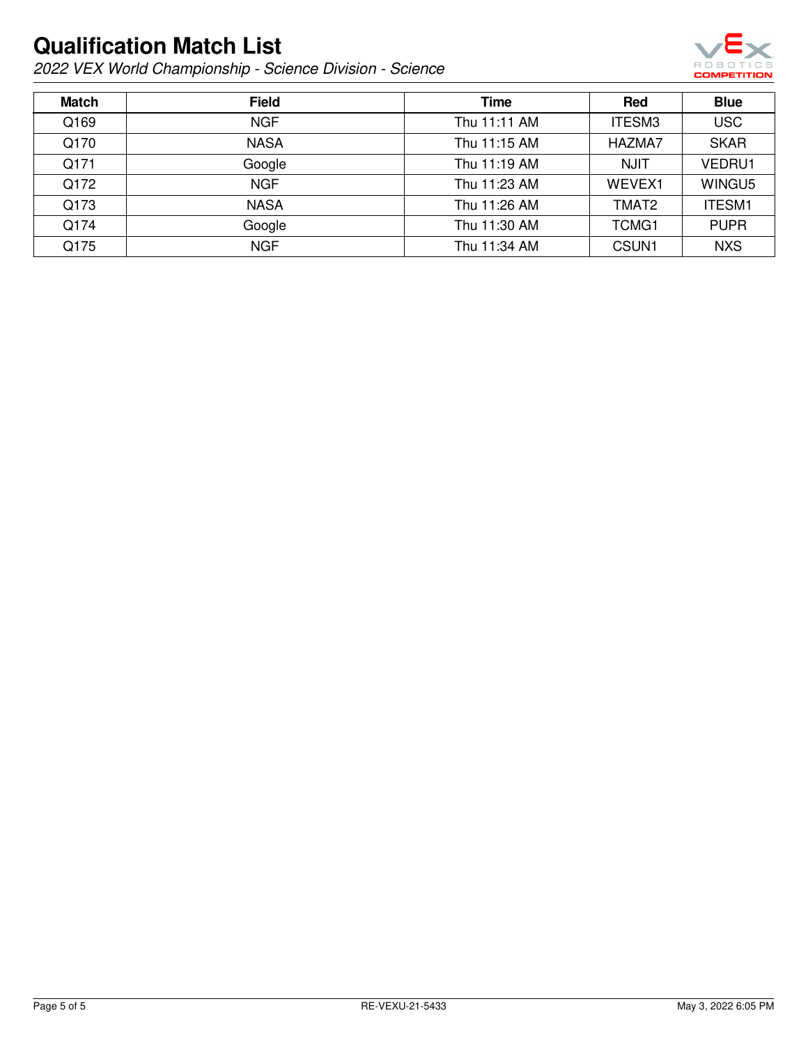# Qualification Match List

*2022 VEX World Championship - Science Division - Science*

| Match | Field | Time | Red | Blue |
|---|---|---|---|---|
| Q169 | NGF | Thu 11:11 AM | ITESM3 | USC |
| Q170 | NASA | Thu 11:15 AM | HAZMA7 | SKAR |
| Q171 | Google | Thu 11:19 AM | NJIT | VEDRU1 |
| Q172 | NGF | Thu 11:23 AM | WEVEX1 | WINGU5 |
| Q173 | NASA | Thu 11:26 AM | TMAT2 | ITESM1 |
| Q174 | Google | Thu 11:30 AM | TCMG1 | PUPR |
| Q175 | NGF | Thu 11:34 AM | CSUN1 | NXS |